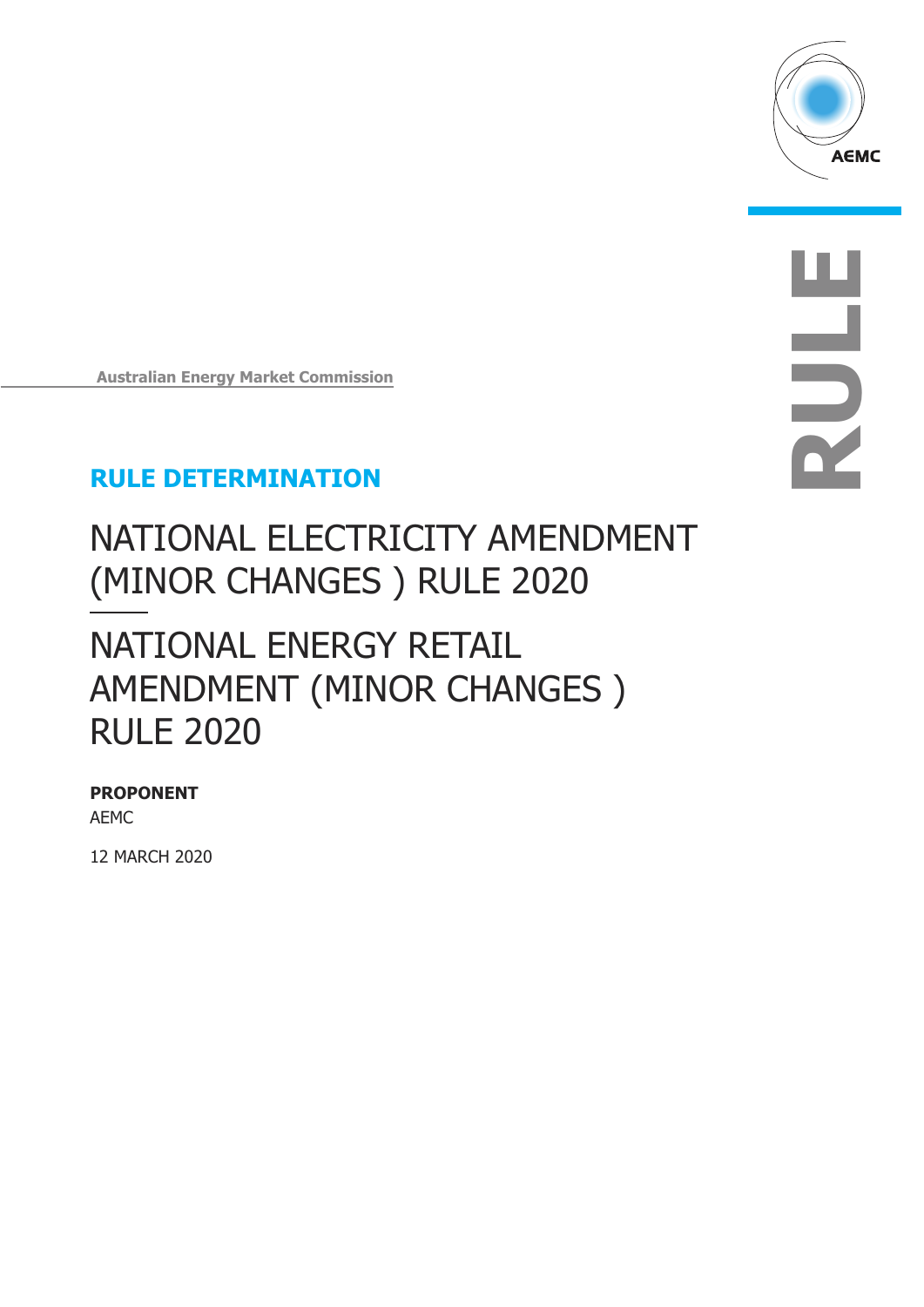Australian Energy Market Commission

## RULE DETERMINATION

# NATIONAL ELECTRICITY AMENDMENT (MINOR CHANGES ) RULE 2020

# NATIONAL ENERGY RETAIL AMENDMENT (MINOR CHANGES ) RULE 2020

**PROPONENT**

AEMC

12 MARCH 2020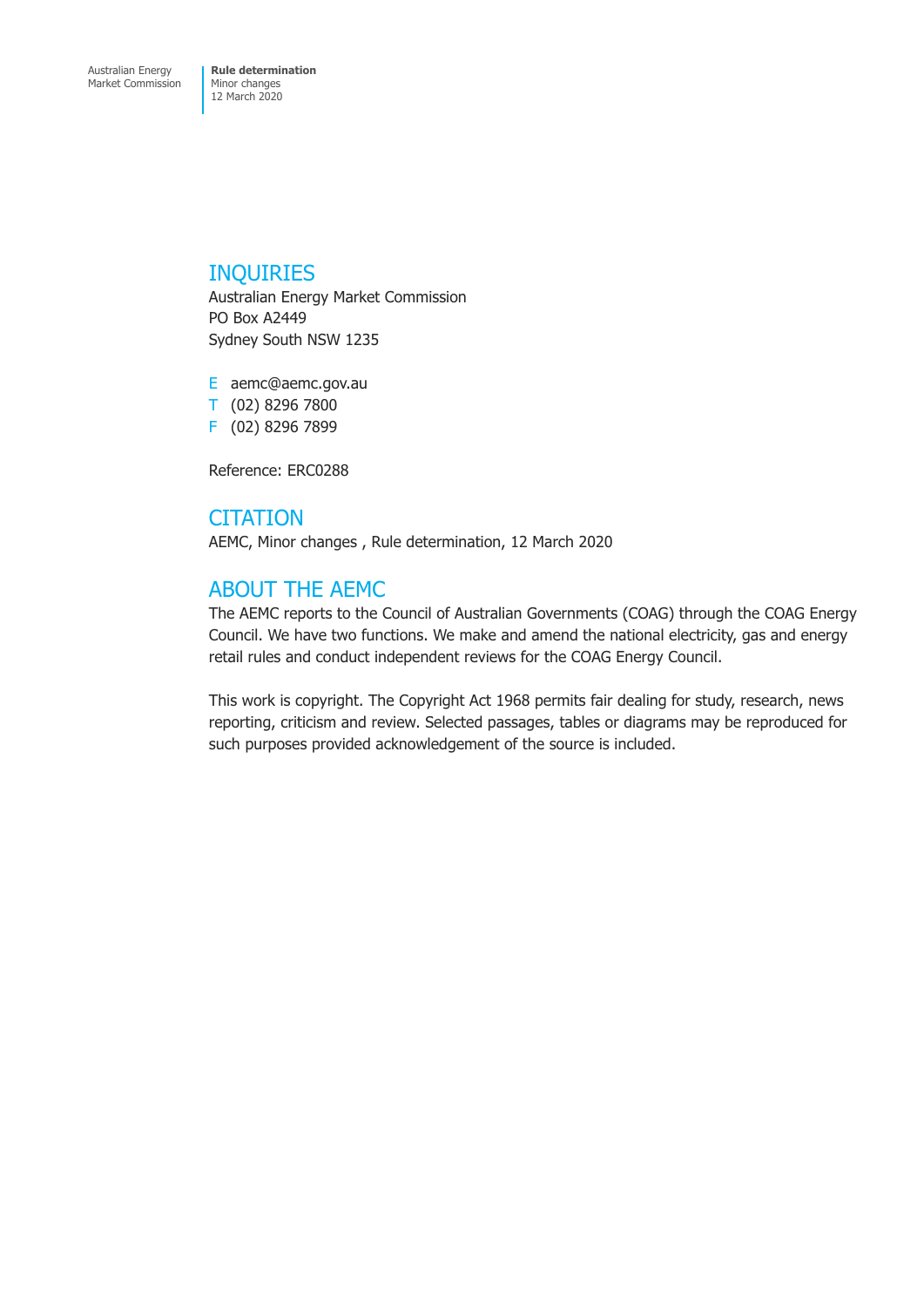## INQUIRIES

Australian Energy Market Commission
PO Box A2449
Sydney South NSW 1235

E aemc@aemc.gov.au
T (02) 8296 7800
F (02) 8296 7899

Reference: ERC0288

## CITATION

AEMC, Minor changes , Rule determination, 12 March 2020

## ABOUT THE AEMC

The AEMC reports to the Council of Australian Governments (COAG) through the COAG Energy Council. We have two functions. We make and amend the national electricity, gas and energy retail rules and conduct independent reviews for the COAG Energy Council.

This work is copyright. The Copyright Act 1968 permits fair dealing for study, research, news reporting, criticism and review. Selected passages, tables or diagrams may be reproduced for such purposes provided acknowledgement of the source is included.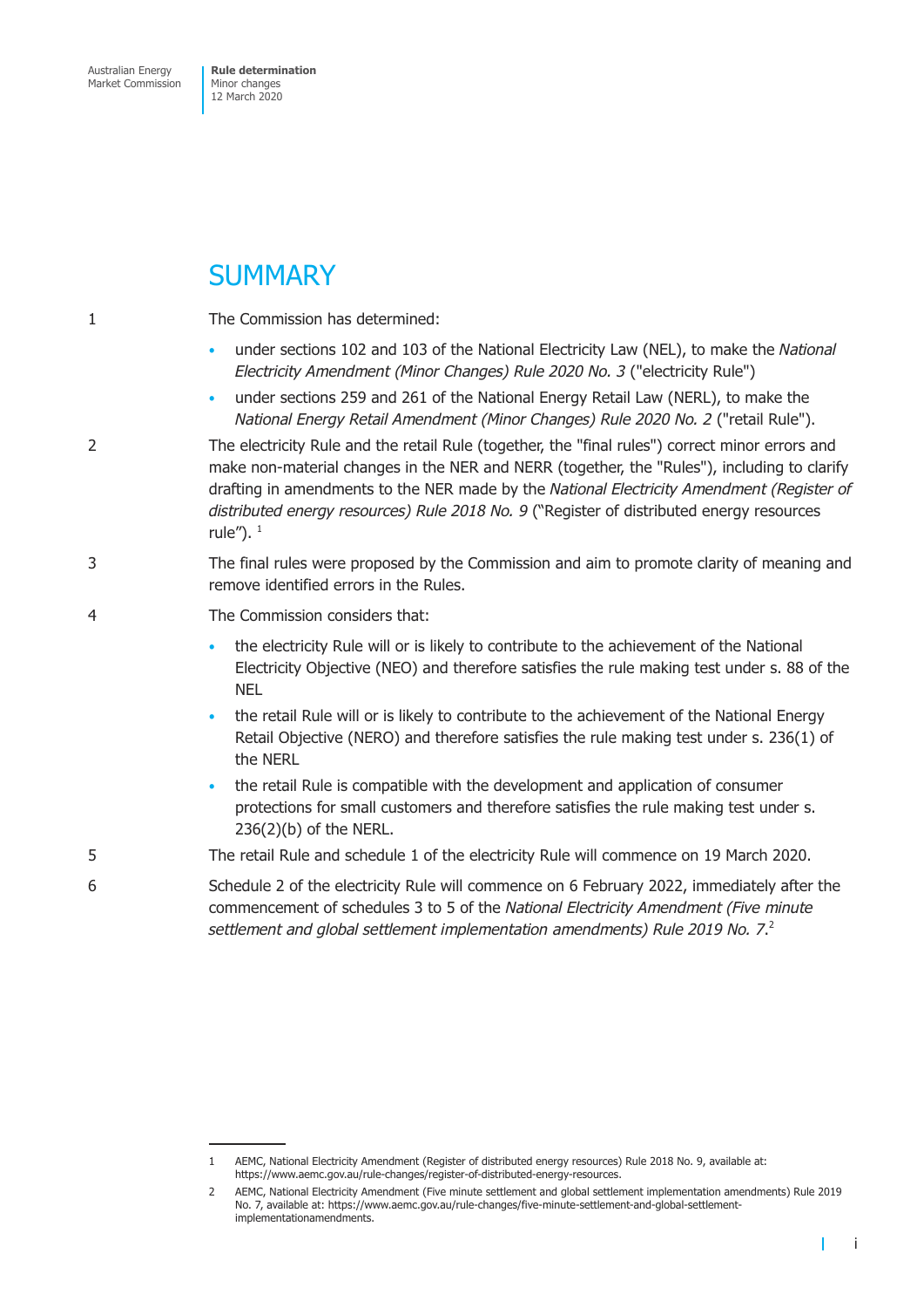# SUMMARY

1 The Commission has determined:

- under sections 102 and 103 of the National Electricity Law (NEL), to make the *National Electricity Amendment (Minor Changes) Rule 2020 No. 3* ("electricity Rule")
- under sections 259 and 261 of the National Energy Retail Law (NERL), to make the *National Energy Retail Amendment (Minor Changes) Rule 2020 No. 2* ("retail Rule").

2 The electricity Rule and the retail Rule (together, the "final rules") correct minor errors and make non-material changes in the NER and NERR (together, the "Rules"), including to clarify drafting in amendments to the NER made by the *National Electricity Amendment (Register of distributed energy resources) Rule 2018 No. 9* ("Register of distributed energy resources rule"). [1]

3 The final rules were proposed by the Commission and aim to promote clarity of meaning and remove identified errors in the Rules.

4 The Commission considers that:

- the electricity Rule will or is likely to contribute to the achievement of the National Electricity Objective (NEO) and therefore satisfies the rule making test under s. 88 of the NEL
- the retail Rule will or is likely to contribute to the achievement of the National Energy Retail Objective (NERO) and therefore satisfies the rule making test under s. 236(1) of the NERL
- the retail Rule is compatible with the development and application of consumer protections for small customers and therefore satisfies the rule making test under s. 236(2)(b) of the NERL.

5 The retail Rule and schedule 1 of the electricity Rule will commence on 19 March 2020.

6 Schedule 2 of the electricity Rule will commence on 6 February 2022, immediately after the commencement of schedules 3 to 5 of the *National Electricity Amendment (Five minute settlement and global settlement implementation amendments) Rule 2019 No. 7*.[2]

---

1 AEMC, National Electricity Amendment (Register of distributed energy resources) Rule 2018 No. 9, available at: https://www.aemc.gov.au/rule-changes/register-of-distributed-energy-resources.

2 AEMC, National Electricity Amendment (Five minute settlement and global settlement implementation amendments) Rule 2019 No. 7, available at: https://www.aemc.gov.au/rule-changes/five-minute-settlement-and-global-settlement-implementationamendments.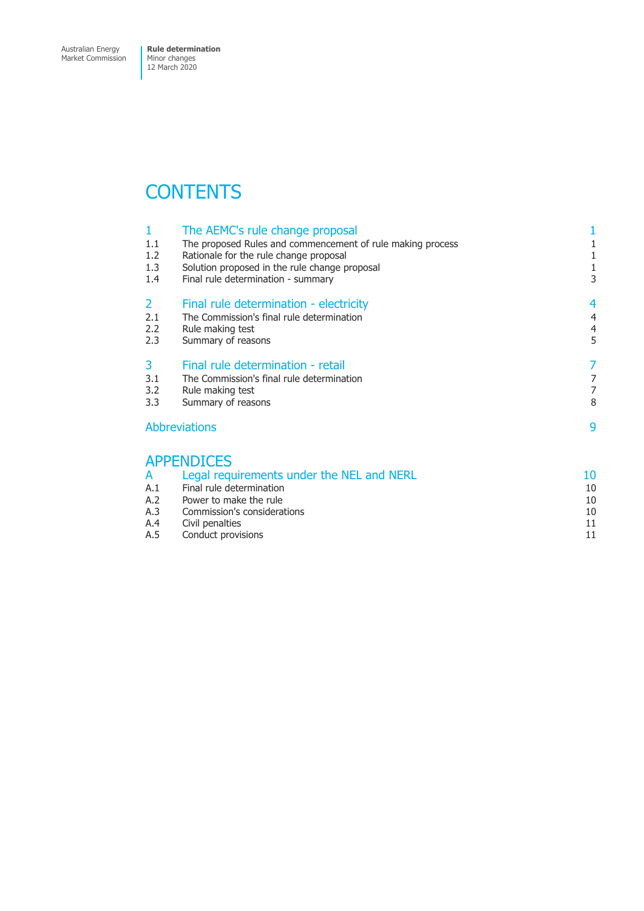# CONTENTS

| | | |
|---|---|---|
| **1** | **The AEMC's rule change proposal** | **1** |
| 1.1 | The proposed Rules and commencement of rule making process | 1 |
| 1.2 | Rationale for the rule change proposal | 1 |
| 1.3 | Solution proposed in the rule change proposal | 1 |
| 1.4 | Final rule determination - summary | 3 |
| **2** | **Final rule determination - electricity** | **4** |
| 2.1 | The Commission's final rule determination | 4 |
| 2.2 | Rule making test | 4 |
| 2.3 | Summary of reasons | 5 |
| **3** | **Final rule determination - retail** | **7** |
| 3.1 | The Commission's final rule determination | 7 |
| 3.2 | Rule making test | 7 |
| 3.3 | Summary of reasons | 8 |
| | **Abbreviations** | **9** |

## APPENDICES

| | | |
|---|---|---|
| **A** | **Legal requirements under the NEL and NERL** | **10** |
| A.1 | Final rule determination | 10 |
| A.2 | Power to make the rule | 10 |
| A.3 | Commission's considerations | 10 |
| A.4 | Civil penalties | 11 |
| A.5 | Conduct provisions | 11 |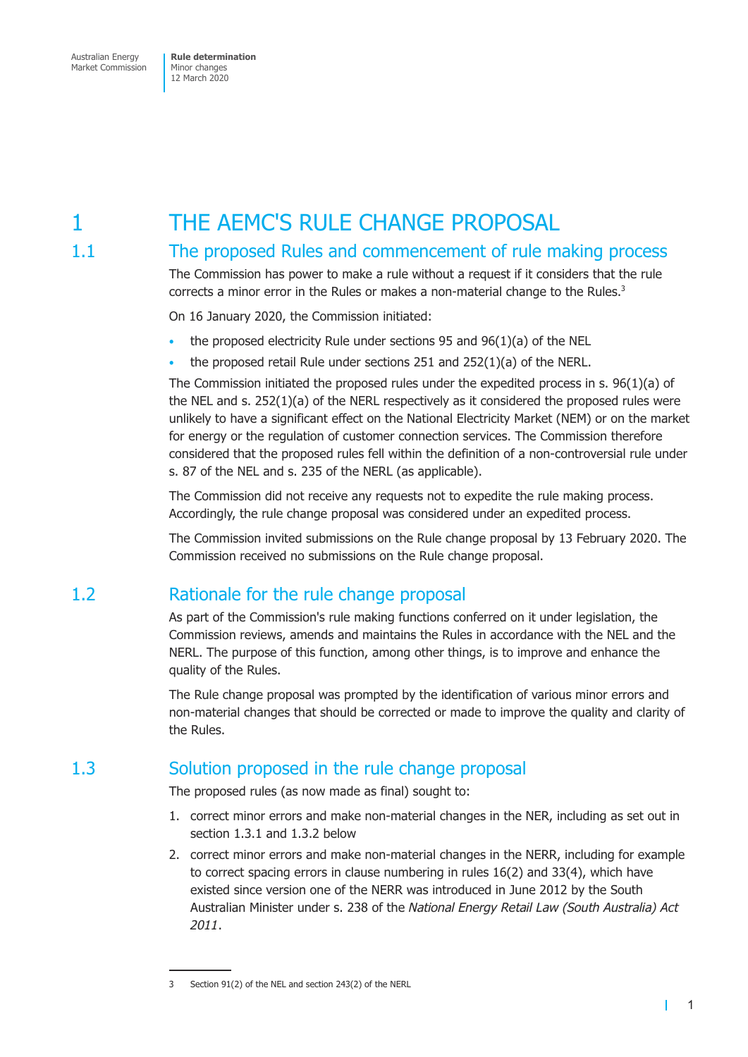# 1 THE AEMC'S RULE CHANGE PROPOSAL

## 1.1 The proposed Rules and commencement of rule making process

The Commission has power to make a rule without a request if it considers that the rule corrects a minor error in the Rules or makes a non-material change to the Rules.[3]

On 16 January 2020, the Commission initiated:

- the proposed electricity Rule under sections 95 and 96(1)(a) of the NEL
- the proposed retail Rule under sections 251 and 252(1)(a) of the NERL.

The Commission initiated the proposed rules under the expedited process in s. 96(1)(a) of the NEL and s. 252(1)(a) of the NERL respectively as it considered the proposed rules were unlikely to have a significant effect on the National Electricity Market (NEM) or on the market for energy or the regulation of customer connection services. The Commission therefore considered that the proposed rules fell within the definition of a non-controversial rule under s. 87 of the NEL and s. 235 of the NERL (as applicable).

The Commission did not receive any requests not to expedite the rule making process. Accordingly, the rule change proposal was considered under an expedited process.

The Commission invited submissions on the Rule change proposal by 13 February 2020. The Commission received no submissions on the Rule change proposal.

## 1.2 Rationale for the rule change proposal

As part of the Commission's rule making functions conferred on it under legislation, the Commission reviews, amends and maintains the Rules in accordance with the NEL and the NERL. The purpose of this function, among other things, is to improve and enhance the quality of the Rules.

The Rule change proposal was prompted by the identification of various minor errors and non-material changes that should be corrected or made to improve the quality and clarity of the Rules.

## 1.3 Solution proposed in the rule change proposal

The proposed rules (as now made as final) sought to:

1. correct minor errors and make non-material changes in the NER, including as set out in section 1.3.1 and 1.3.2 below
2. correct minor errors and make non-material changes in the NERR, including for example to correct spacing errors in clause numbering in rules 16(2) and 33(4), which have existed since version one of the NERR was introduced in June 2012 by the South Australian Minister under s. 238 of the *National Energy Retail Law (South Australia) Act 2011*.

---

3 Section 91(2) of the NEL and section 243(2) of the NERL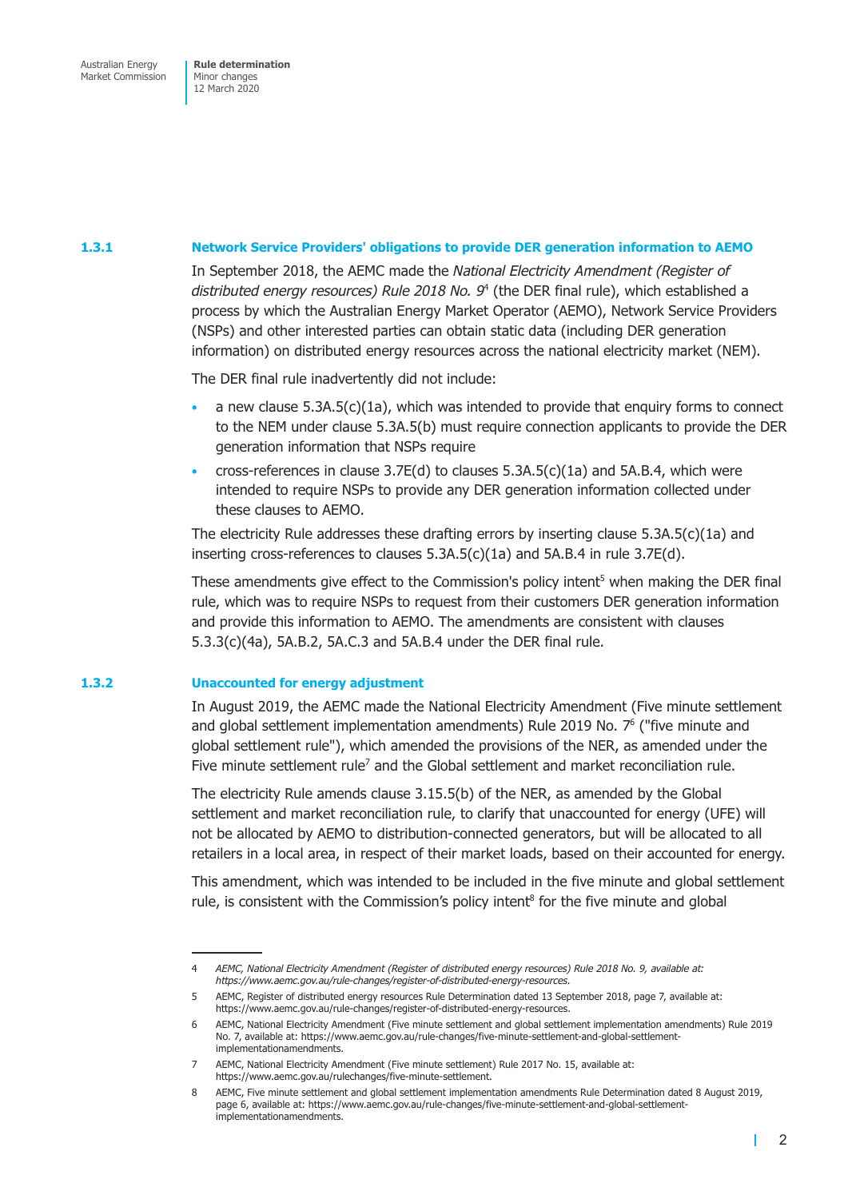### 1.3.1 Network Service Providers' obligations to provide DER generation information to AEMO

In September 2018, the AEMC made the *National Electricity Amendment (Register of distributed energy resources) Rule 2018 No. 9*[4] (the DER final rule), which established a process by which the Australian Energy Market Operator (AEMO), Network Service Providers (NSPs) and other interested parties can obtain static data (including DER generation information) on distributed energy resources across the national electricity market (NEM).

The DER final rule inadvertently did not include:

- a new clause 5.3A.5(c)(1a), which was intended to provide that enquiry forms to connect to the NEM under clause 5.3A.5(b) must require connection applicants to provide the DER generation information that NSPs require
- cross-references in clause 3.7E(d) to clauses 5.3A.5(c)(1a) and 5A.B.4, which were intended to require NSPs to provide any DER generation information collected under these clauses to AEMO.

The electricity Rule addresses these drafting errors by inserting clause 5.3A.5(c)(1a) and inserting cross-references to clauses 5.3A.5(c)(1a) and 5A.B.4 in rule 3.7E(d).

These amendments give effect to the Commission's policy intent[5] when making the DER final rule, which was to require NSPs to request from their customers DER generation information and provide this information to AEMO. The amendments are consistent with clauses 5.3.3(c)(4a), 5A.B.2, 5A.C.3 and 5A.B.4 under the DER final rule.

### 1.3.2 Unaccounted for energy adjustment

In August 2019, the AEMC made the National Electricity Amendment (Five minute settlement and global settlement implementation amendments) Rule 2019 No. 7[6] ("five minute and global settlement rule"), which amended the provisions of the NER, as amended under the Five minute settlement rule[7] and the Global settlement and market reconciliation rule.

The electricity Rule amends clause 3.15.5(b) of the NER, as amended by the Global settlement and market reconciliation rule, to clarify that unaccounted for energy (UFE) will not be allocated by AEMO to distribution-connected generators, but will be allocated to all retailers in a local area, in respect of their market loads, based on their accounted for energy.

This amendment, which was intended to be included in the five minute and global settlement rule, is consistent with the Commission's policy intent[8] for the five minute and global

---

4 *AEMC, National Electricity Amendment (Register of distributed energy resources) Rule 2018 No. 9, available at: https://www.aemc.gov.au/rule-changes/register-of-distributed-energy-resources.*

5 AEMC, Register of distributed energy resources Rule Determination dated 13 September 2018, page 7, available at: https://www.aemc.gov.au/rule-changes/register-of-distributed-energy-resources.

6 AEMC, National Electricity Amendment (Five minute settlement and global settlement implementation amendments) Rule 2019 No. 7, available at: https://www.aemc.gov.au/rule-changes/five-minute-settlement-and-global-settlement-implementationamendments.

7 AEMC, National Electricity Amendment (Five minute settlement) Rule 2017 No. 15, available at: https://www.aemc.gov.au/rulechanges/five-minute-settlement.

8 AEMC, Five minute settlement and global settlement implementation amendments Rule Determination dated 8 August 2019, page 6, available at: https://www.aemc.gov.au/rule-changes/five-minute-settlement-and-global-settlement-implementationamendments.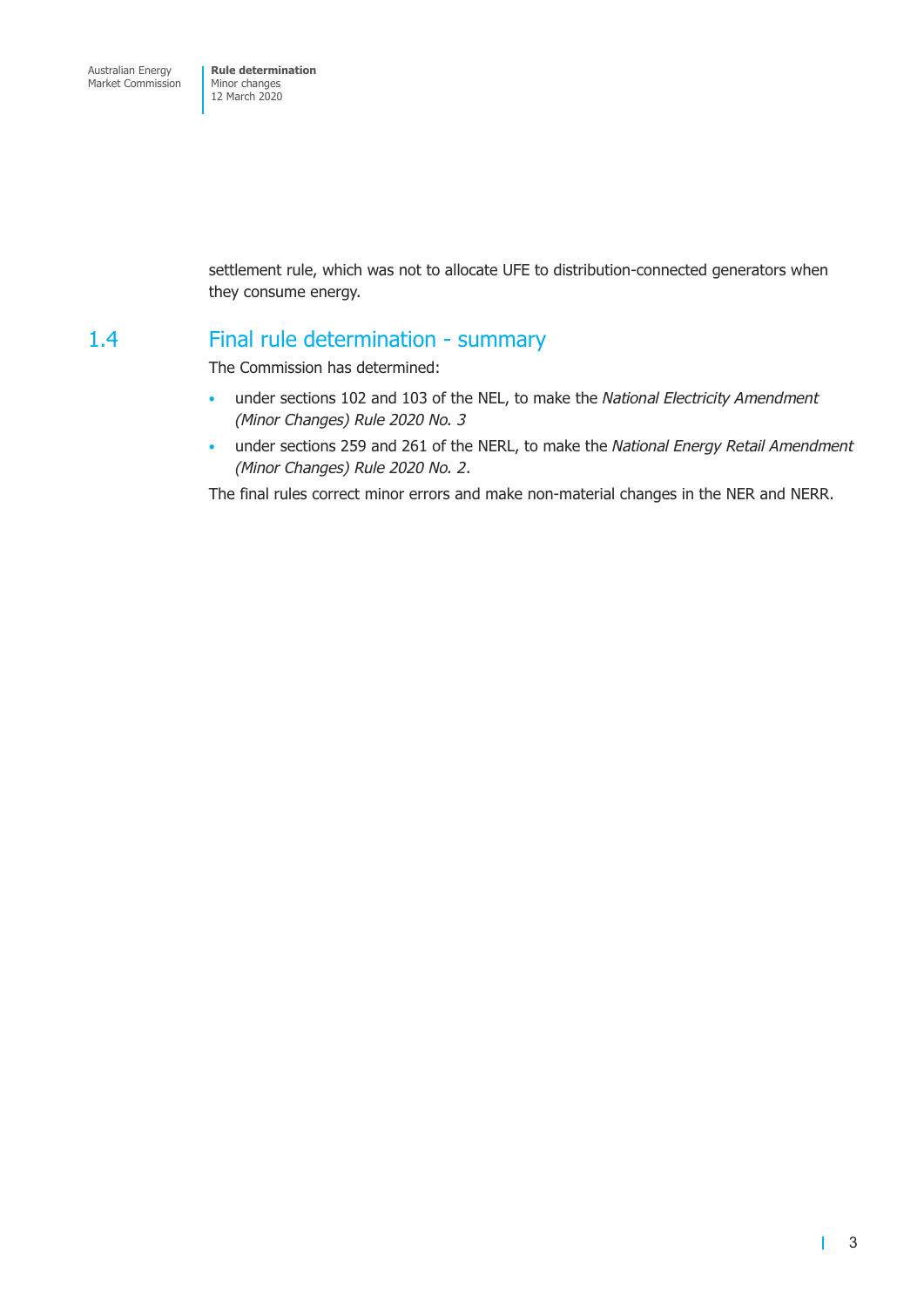settlement rule, which was not to allocate UFE to distribution-connected generators when they consume energy.

## 1.4 Final rule determination - summary

The Commission has determined:

- under sections 102 and 103 of the NEL, to make the *National Electricity Amendment (Minor Changes) Rule 2020 No. 3*
- under sections 259 and 261 of the NERL, to make the *National Energy Retail Amendment (Minor Changes) Rule 2020 No. 2*.

The final rules correct minor errors and make non-material changes in the NER and NERR.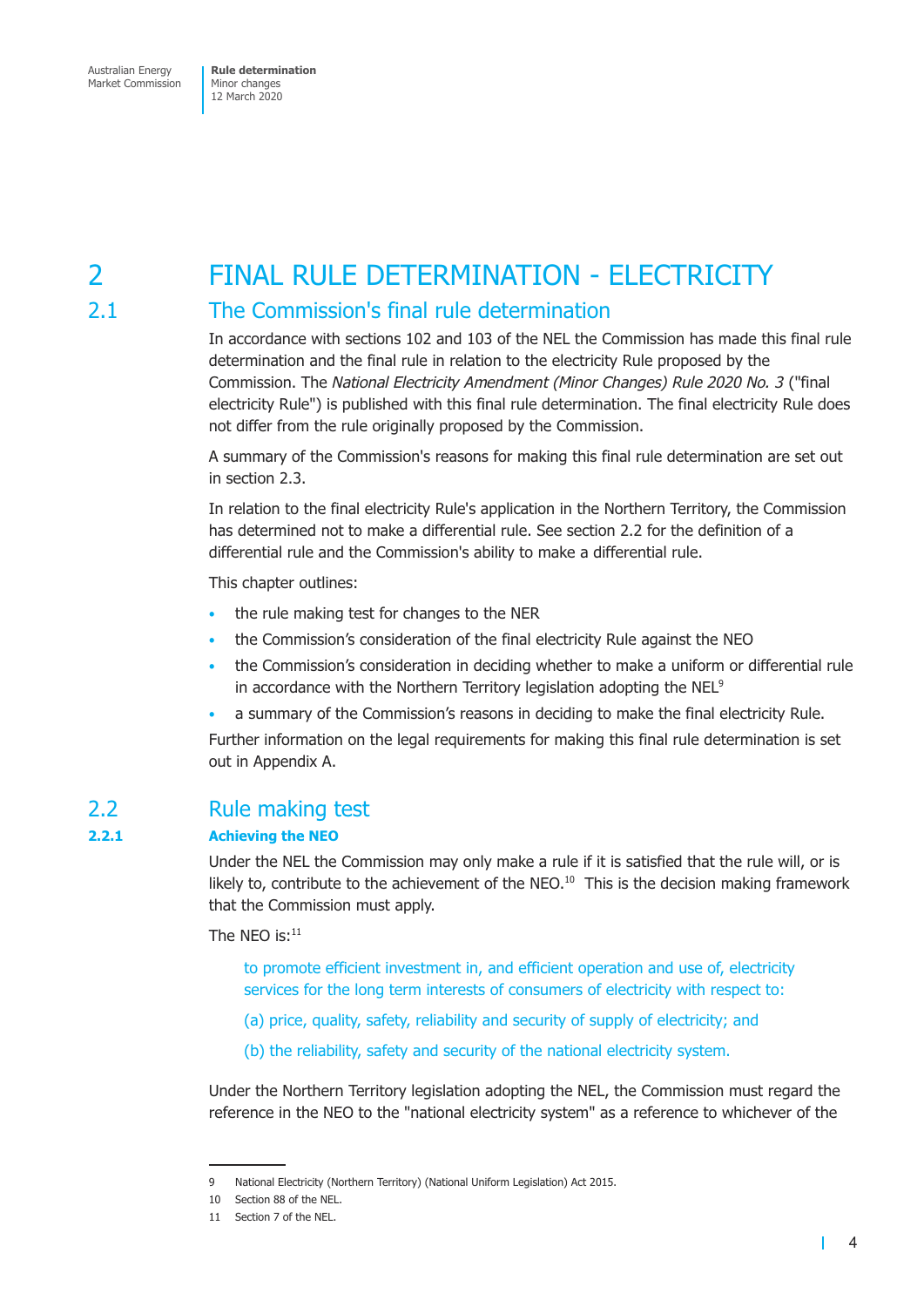# 2 FINAL RULE DETERMINATION - ELECTRICITY

## 2.1 The Commission's final rule determination

In accordance with sections 102 and 103 of the NEL the Commission has made this final rule determination and the final rule in relation to the electricity Rule proposed by the Commission. The *National Electricity Amendment (Minor Changes) Rule 2020 No. 3* ("final electricity Rule") is published with this final rule determination. The final electricity Rule does not differ from the rule originally proposed by the Commission.

A summary of the Commission's reasons for making this final rule determination are set out in section 2.3.

In relation to the final electricity Rule's application in the Northern Territory, the Commission has determined not to make a differential rule. See section 2.2 for the definition of a differential rule and the Commission's ability to make a differential rule.

This chapter outlines:

- the rule making test for changes to the NER
- the Commission's consideration of the final electricity Rule against the NEO
- the Commission's consideration in deciding whether to make a uniform or differential rule in accordance with the Northern Territory legislation adopting the NEL[9]
- a summary of the Commission's reasons in deciding to make the final electricity Rule.

Further information on the legal requirements for making this final rule determination is set out in Appendix A.

## 2.2 Rule making test

### 2.2.1 Achieving the NEO

Under the NEL the Commission may only make a rule if it is satisfied that the rule will, or is likely to, contribute to the achievement of the NEO.[10] This is the decision making framework that the Commission must apply.

The NEO is:[11]

> to promote efficient investment in, and efficient operation and use of, electricity services for the long term interests of consumers of electricity with respect to:
>
> (a) price, quality, safety, reliability and security of supply of electricity; and
>
> (b) the reliability, safety and security of the national electricity system.

Under the Northern Territory legislation adopting the NEL, the Commission must regard the reference in the NEO to the "national electricity system" as a reference to whichever of the

---

9 National Electricity (Northern Territory) (National Uniform Legislation) Act 2015.

10 Section 88 of the NEL.

11 Section 7 of the NEL.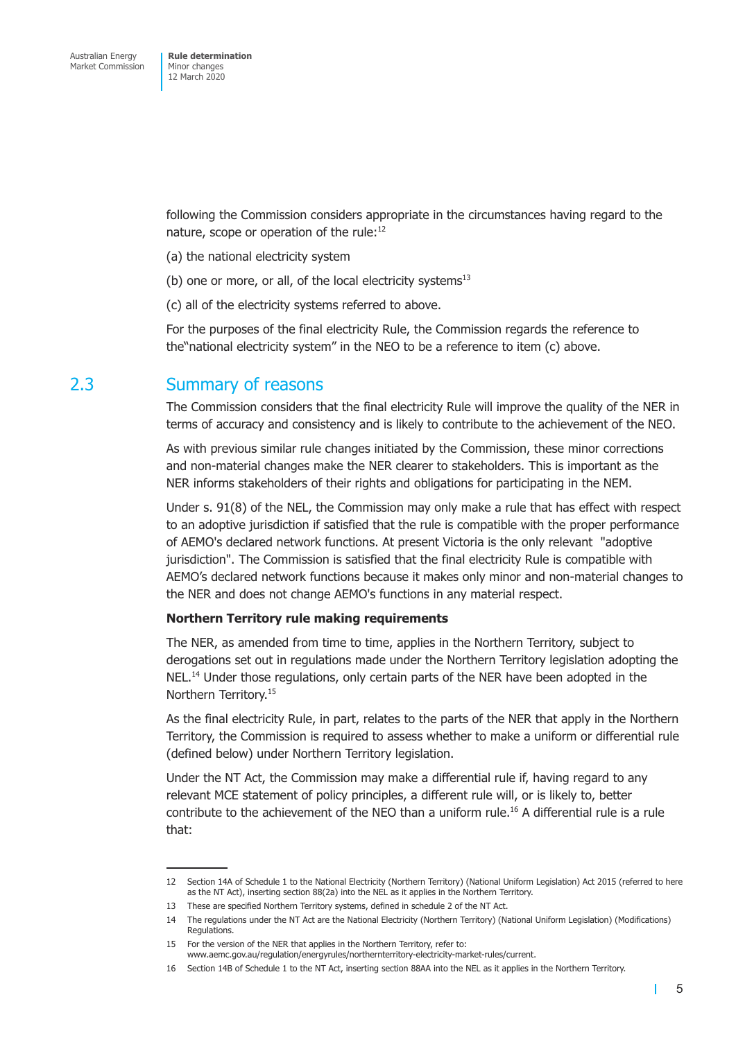following the Commission considers appropriate in the circumstances having regard to the nature, scope or operation of the rule:[12]

(a) the national electricity system

(b) one or more, or all, of the local electricity systems[13]

(c) all of the electricity systems referred to above.

For the purposes of the final electricity Rule, the Commission regards the reference to the"national electricity system" in the NEO to be a reference to item (c) above.

## 2.3 Summary of reasons

The Commission considers that the final electricity Rule will improve the quality of the NER in terms of accuracy and consistency and is likely to contribute to the achievement of the NEO.

As with previous similar rule changes initiated by the Commission, these minor corrections and non-material changes make the NER clearer to stakeholders. This is important as the NER informs stakeholders of their rights and obligations for participating in the NEM.

Under s. 91(8) of the NEL, the Commission may only make a rule that has effect with respect to an adoptive jurisdiction if satisfied that the rule is compatible with the proper performance of AEMO's declared network functions. At present Victoria is the only relevant "adoptive jurisdiction". The Commission is satisfied that the final electricity Rule is compatible with AEMO's declared network functions because it makes only minor and non-material changes to the NER and does not change AEMO's functions in any material respect.

**Northern Territory rule making requirements**

The NER, as amended from time to time, applies in the Northern Territory, subject to derogations set out in regulations made under the Northern Territory legislation adopting the NEL.[14] Under those regulations, only certain parts of the NER have been adopted in the Northern Territory.[15]

As the final electricity Rule, in part, relates to the parts of the NER that apply in the Northern Territory, the Commission is required to assess whether to make a uniform or differential rule (defined below) under Northern Territory legislation.

Under the NT Act, the Commission may make a differential rule if, having regard to any relevant MCE statement of policy principles, a different rule will, or is likely to, better contribute to the achievement of the NEO than a uniform rule.[16] A differential rule is a rule that:

---

12 Section 14A of Schedule 1 to the National Electricity (Northern Territory) (National Uniform Legislation) Act 2015 (referred to here as the NT Act), inserting section 88(2a) into the NEL as it applies in the Northern Territory.

13 These are specified Northern Territory systems, defined in schedule 2 of the NT Act.

14 The regulations under the NT Act are the National Electricity (Northern Territory) (National Uniform Legislation) (Modifications) Regulations.

15 For the version of the NER that applies in the Northern Territory, refer to: www.aemc.gov.au/regulation/energyrules/northernterritory-electricity-market-rules/current.

16 Section 14B of Schedule 1 to the NT Act, inserting section 88AA into the NEL as it applies in the Northern Territory.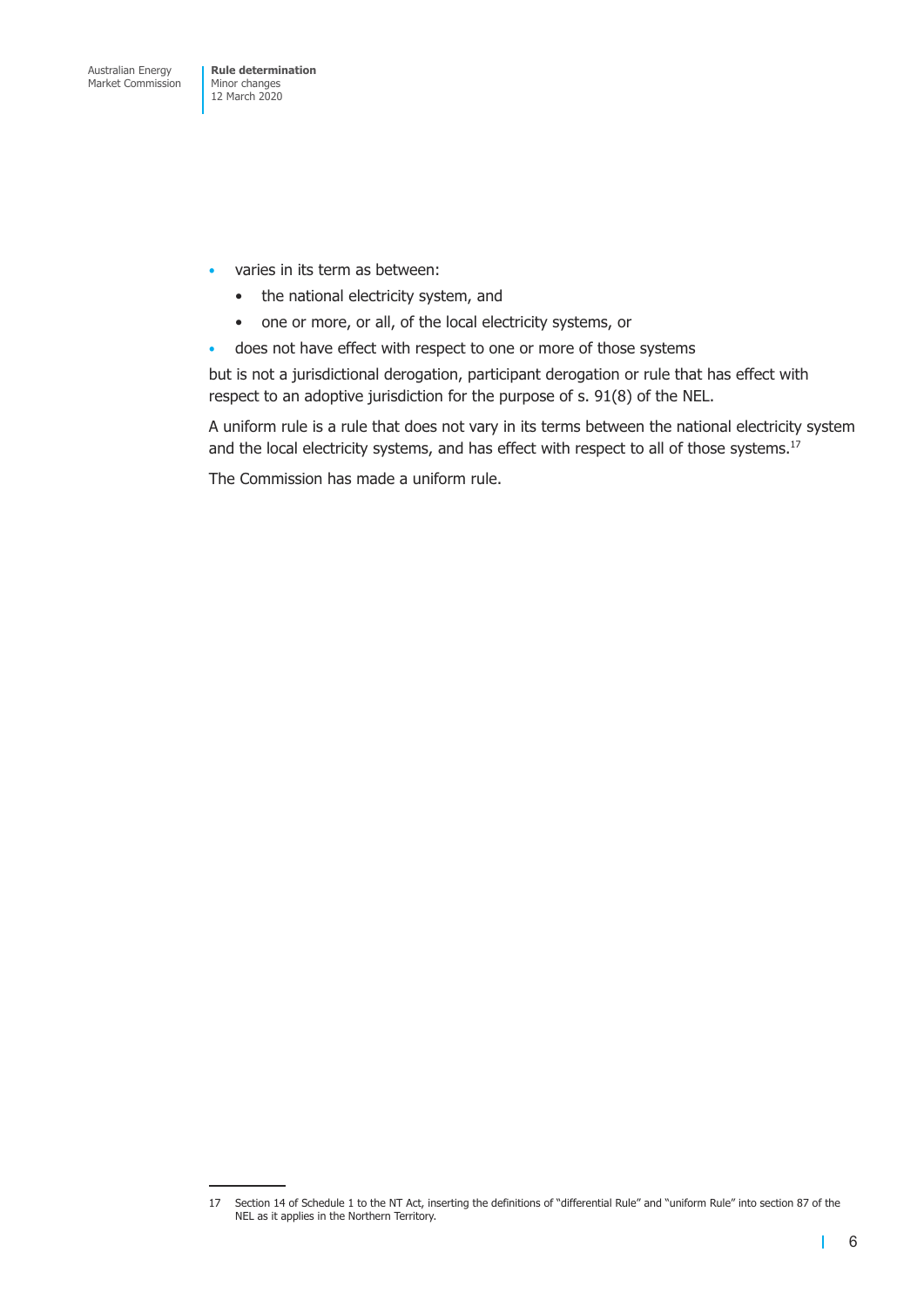- varies in its term as between:
  - the national electricity system, and
  - one or more, or all, of the local electricity systems, or
- does not have effect with respect to one or more of those systems

but is not a jurisdictional derogation, participant derogation or rule that has effect with respect to an adoptive jurisdiction for the purpose of s. 91(8) of the NEL.

A uniform rule is a rule that does not vary in its terms between the national electricity system and the local electricity systems, and has effect with respect to all of those systems.[17]

The Commission has made a uniform rule.

---

17 Section 14 of Schedule 1 to the NT Act, inserting the definitions of "differential Rule" and "uniform Rule" into section 87 of the NEL as it applies in the Northern Territory.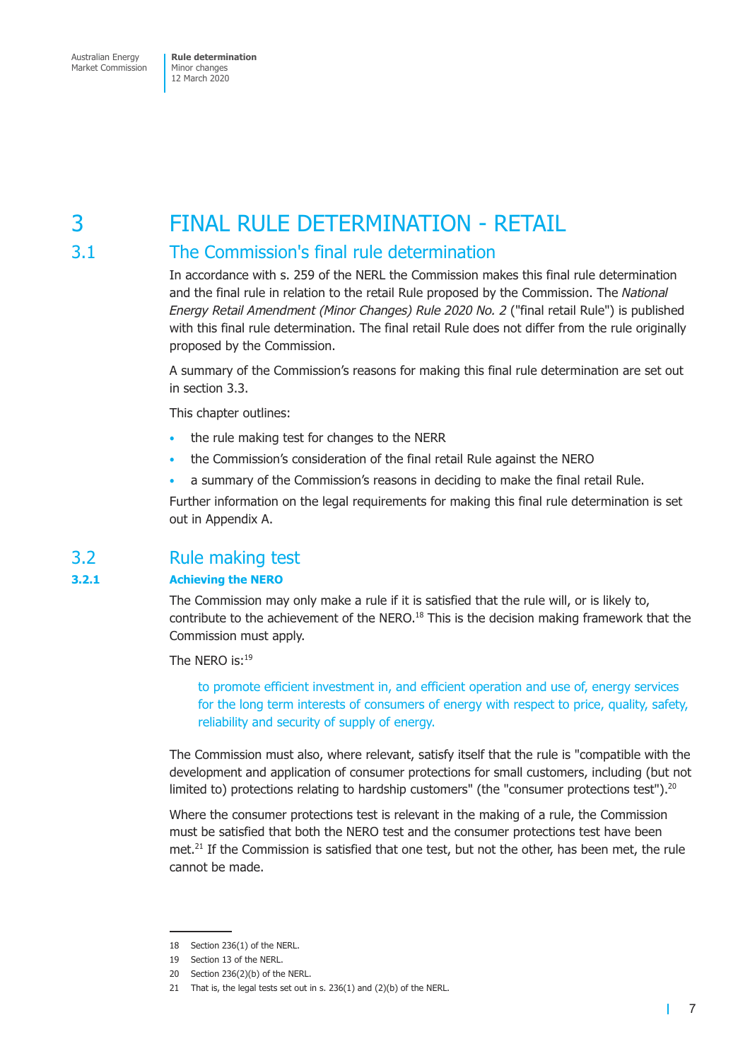# 3 FINAL RULE DETERMINATION - RETAIL

## 3.1 The Commission's final rule determination

In accordance with s. 259 of the NERL the Commission makes this final rule determination and the final rule in relation to the retail Rule proposed by the Commission. The *National Energy Retail Amendment (Minor Changes) Rule 2020 No. 2* ("final retail Rule") is published with this final rule determination. The final retail Rule does not differ from the rule originally proposed by the Commission.

A summary of the Commission's reasons for making this final rule determination are set out in section 3.3.

This chapter outlines:

- the rule making test for changes to the NERR
- the Commission's consideration of the final retail Rule against the NERO
- a summary of the Commission's reasons in deciding to make the final retail Rule.

Further information on the legal requirements for making this final rule determination is set out in Appendix A.

## 3.2 Rule making test

### 3.2.1 Achieving the NERO

The Commission may only make a rule if it is satisfied that the rule will, or is likely to, contribute to the achievement of the NERO.[18] This is the decision making framework that the Commission must apply.

The NERO is:[19]

> to promote efficient investment in, and efficient operation and use of, energy services for the long term interests of consumers of energy with respect to price, quality, safety, reliability and security of supply of energy.

The Commission must also, where relevant, satisfy itself that the rule is "compatible with the development and application of consumer protections for small customers, including (but not limited to) protections relating to hardship customers" (the "consumer protections test").[20]

Where the consumer protections test is relevant in the making of a rule, the Commission must be satisfied that both the NERO test and the consumer protections test have been met.[21] If the Commission is satisfied that one test, but not the other, has been met, the rule cannot be made.

---

18 Section 236(1) of the NERL.

19 Section 13 of the NERL.

20 Section 236(2)(b) of the NERL.

21 That is, the legal tests set out in s. 236(1) and (2)(b) of the NERL.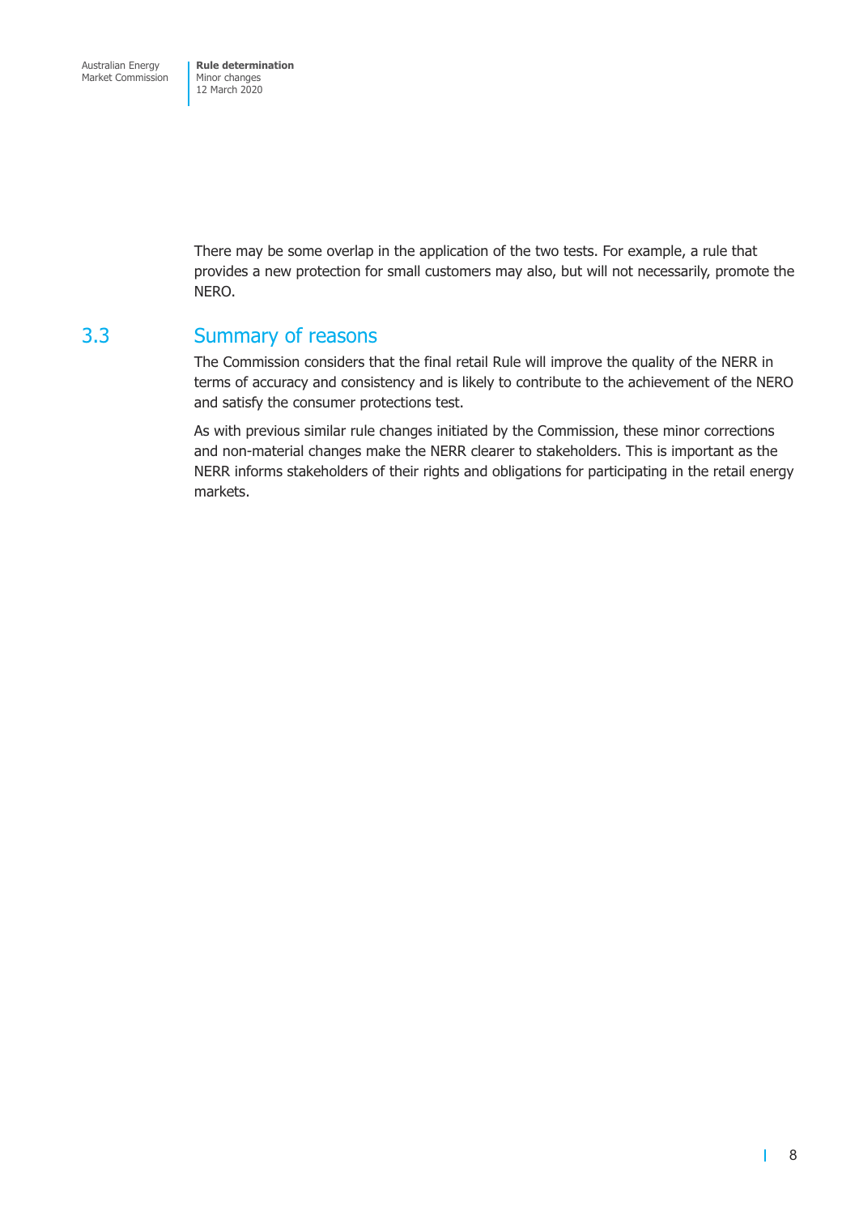There may be some overlap in the application of the two tests. For example, a rule that provides a new protection for small customers may also, but will not necessarily, promote the NERO.

## 3.3 Summary of reasons

The Commission considers that the final retail Rule will improve the quality of the NERR in terms of accuracy and consistency and is likely to contribute to the achievement of the NERO and satisfy the consumer protections test.

As with previous similar rule changes initiated by the Commission, these minor corrections and non-material changes make the NERR clearer to stakeholders. This is important as the NERR informs stakeholders of their rights and obligations for participating in the retail energy markets.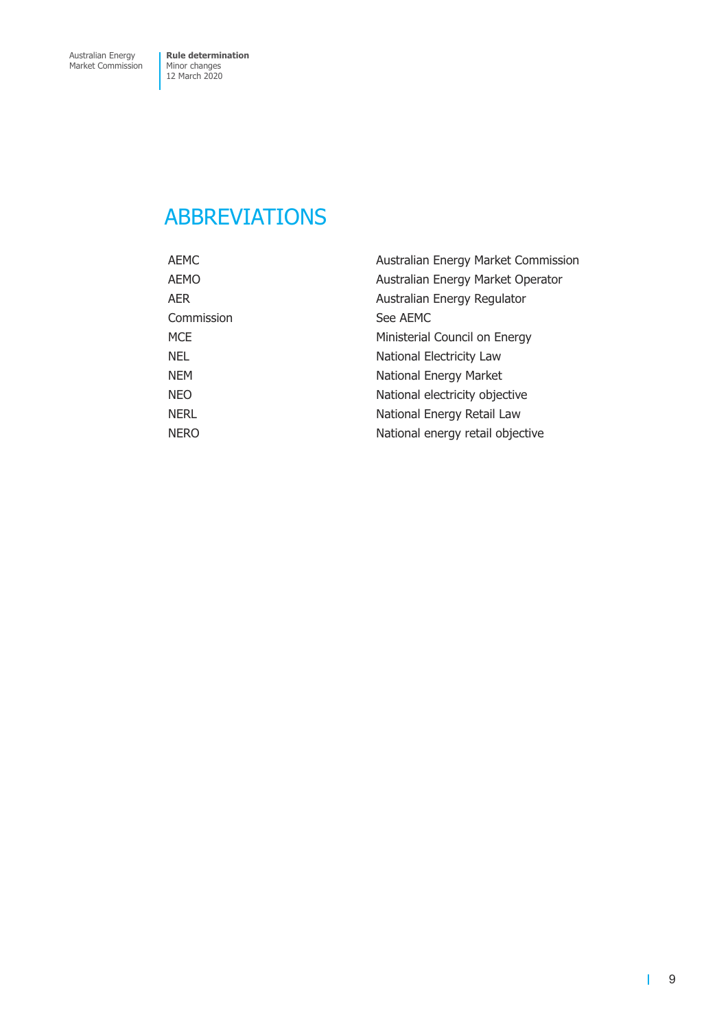# ABBREVIATIONS

| | |
|---|---|
| AEMC | Australian Energy Market Commission |
| AEMO | Australian Energy Market Operator |
| AER | Australian Energy Regulator |
| Commission | See AEMC |
| MCE | Ministerial Council on Energy |
| NEL | National Electricity Law |
| NEM | National Energy Market |
| NEO | National electricity objective |
| NERL | National Energy Retail Law |
| NERO | National energy retail objective |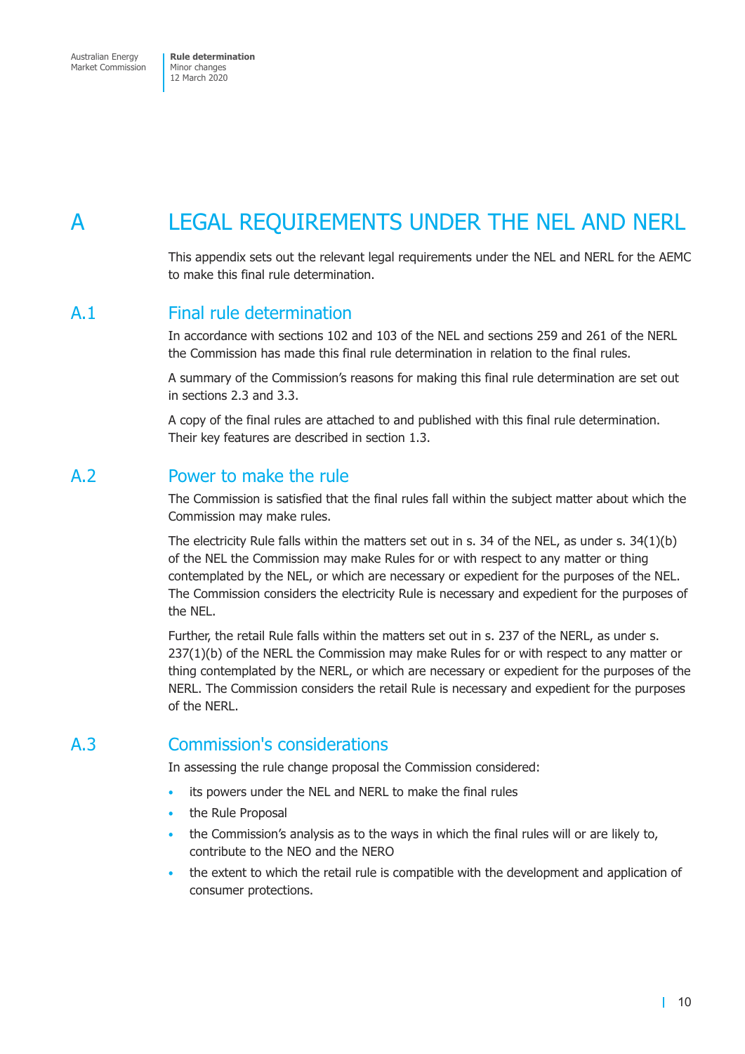# A LEGAL REQUIREMENTS UNDER THE NEL AND NERL

This appendix sets out the relevant legal requirements under the NEL and NERL for the AEMC to make this final rule determination.

## A.1 Final rule determination

In accordance with sections 102 and 103 of the NEL and sections 259 and 261 of the NERL the Commission has made this final rule determination in relation to the final rules.

A summary of the Commission's reasons for making this final rule determination are set out in sections 2.3 and 3.3.

A copy of the final rules are attached to and published with this final rule determination. Their key features are described in section 1.3.

## A.2 Power to make the rule

The Commission is satisfied that the final rules fall within the subject matter about which the Commission may make rules.

The electricity Rule falls within the matters set out in s. 34 of the NEL, as under s. 34(1)(b) of the NEL the Commission may make Rules for or with respect to any matter or thing contemplated by the NEL, or which are necessary or expedient for the purposes of the NEL. The Commission considers the electricity Rule is necessary and expedient for the purposes of the NEL.

Further, the retail Rule falls within the matters set out in s. 237 of the NERL, as under s. 237(1)(b) of the NERL the Commission may make Rules for or with respect to any matter or thing contemplated by the NERL, or which are necessary or expedient for the purposes of the NERL. The Commission considers the retail Rule is necessary and expedient for the purposes of the NERL.

## A.3 Commission's considerations

In assessing the rule change proposal the Commission considered:

- its powers under the NEL and NERL to make the final rules
- the Rule Proposal
- the Commission's analysis as to the ways in which the final rules will or are likely to, contribute to the NEO and the NERO
- the extent to which the retail rule is compatible with the development and application of consumer protections.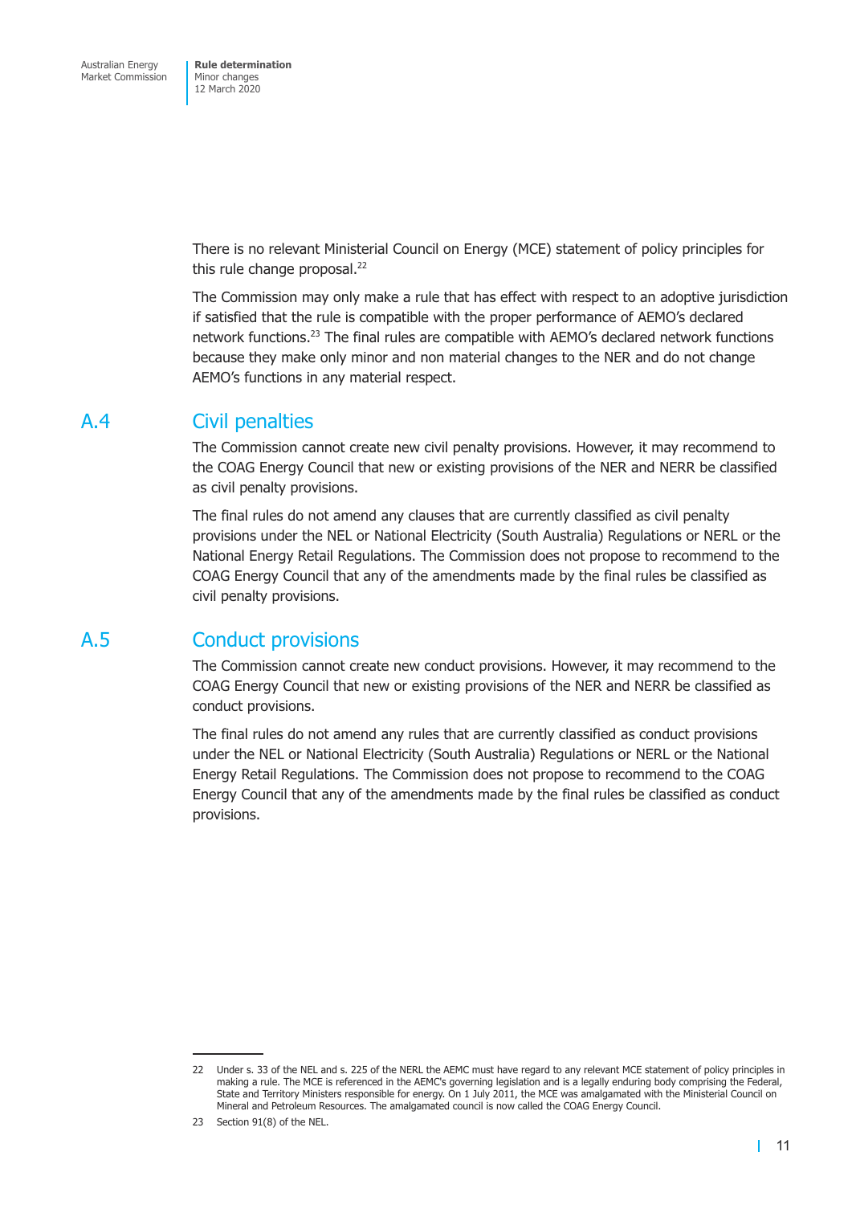There is no relevant Ministerial Council on Energy (MCE) statement of policy principles for this rule change proposal.[22]

The Commission may only make a rule that has effect with respect to an adoptive jurisdiction if satisfied that the rule is compatible with the proper performance of AEMO's declared network functions.[23] The final rules are compatible with AEMO's declared network functions because they make only minor and non material changes to the NER and do not change AEMO's functions in any material respect.

## A.4 Civil penalties

The Commission cannot create new civil penalty provisions. However, it may recommend to the COAG Energy Council that new or existing provisions of the NER and NERR be classified as civil penalty provisions.

The final rules do not amend any clauses that are currently classified as civil penalty provisions under the NEL or National Electricity (South Australia) Regulations or NERL or the National Energy Retail Regulations. The Commission does not propose to recommend to the COAG Energy Council that any of the amendments made by the final rules be classified as civil penalty provisions.

## A.5 Conduct provisions

The Commission cannot create new conduct provisions. However, it may recommend to the COAG Energy Council that new or existing provisions of the NER and NERR be classified as conduct provisions.

The final rules do not amend any rules that are currently classified as conduct provisions under the NEL or National Electricity (South Australia) Regulations or NERL or the National Energy Retail Regulations. The Commission does not propose to recommend to the COAG Energy Council that any of the amendments made by the final rules be classified as conduct provisions.

---

22 Under s. 33 of the NEL and s. 225 of the NERL the AEMC must have regard to any relevant MCE statement of policy principles in making a rule. The MCE is referenced in the AEMC's governing legislation and is a legally enduring body comprising the Federal, State and Territory Ministers responsible for energy. On 1 July 2011, the MCE was amalgamated with the Ministerial Council on Mineral and Petroleum Resources. The amalgamated council is now called the COAG Energy Council.

23 Section 91(8) of the NEL.